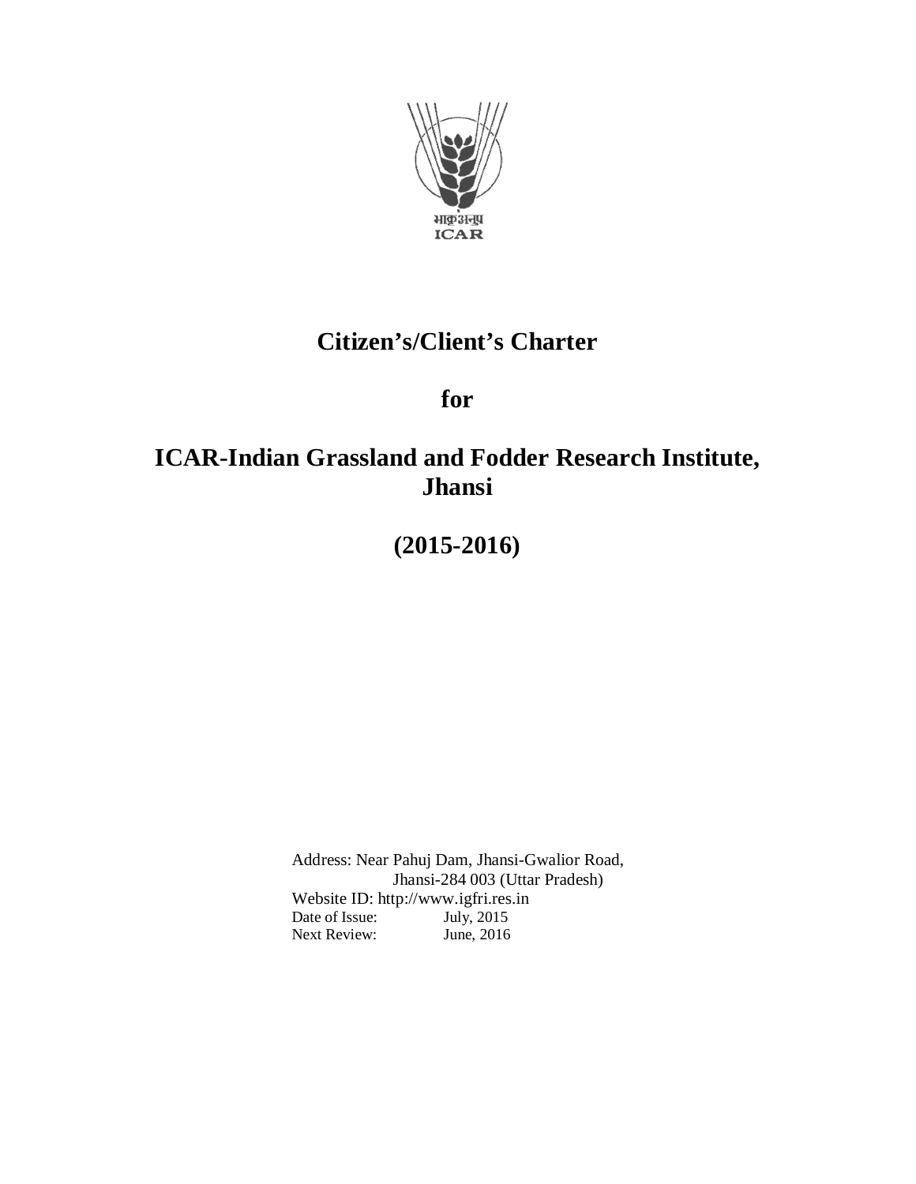भाकृअनुप
ICAR

# Citizen's/Client's Charter

# for

# ICAR-Indian Grassland and Fodder Research Institute, Jhansi

# (2015-2016)

Address: Near Pahuj Dam, Jhansi-Gwalior Road,
Jhansi-284 003 (Uttar Pradesh)
Website ID: http://www.igfri.res.in
Date of Issue: July, 2015
Next Review: June, 2016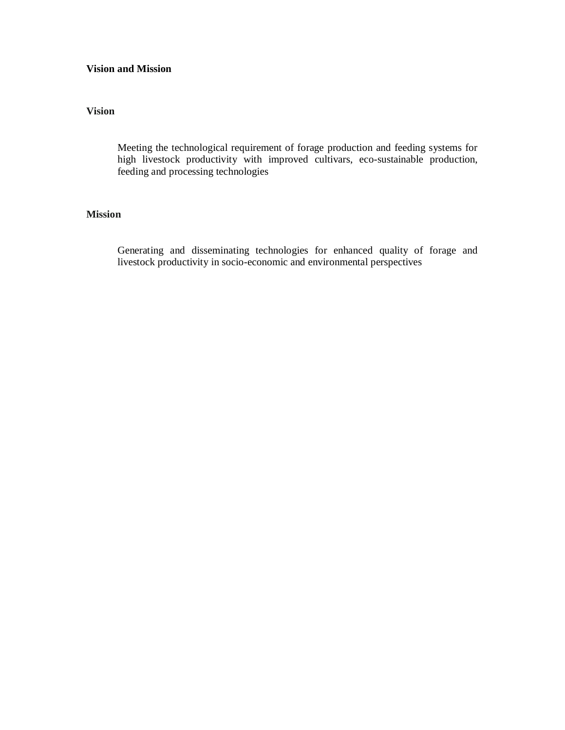## Vision and Mission

### Vision

Meeting the technological requirement of forage production and feeding systems for high livestock productivity with improved cultivars, eco-sustainable production, feeding and processing technologies

### Mission

Generating and disseminating technologies for enhanced quality of forage and livestock productivity in socio-economic and environmental perspectives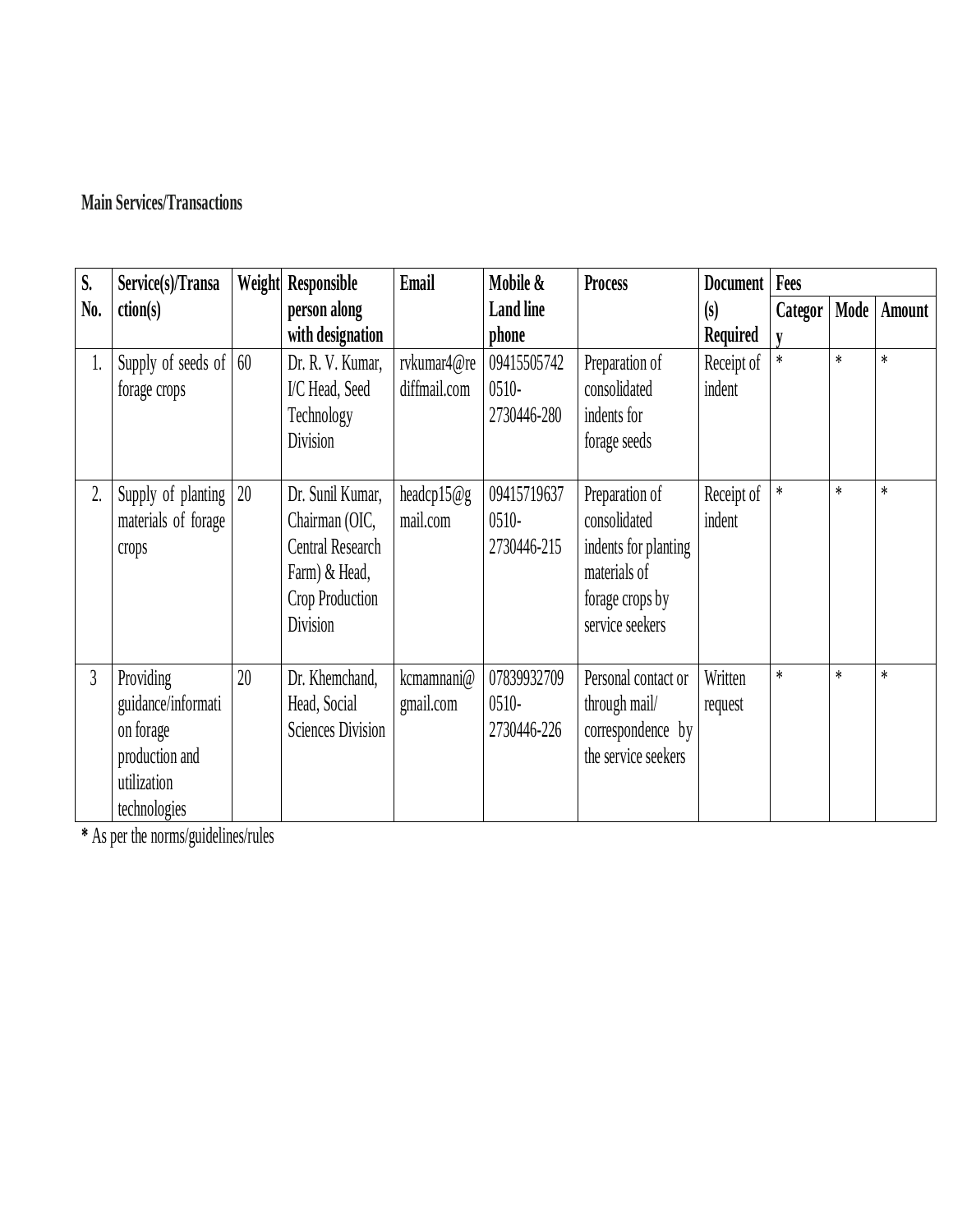**Main Services/Transactions**

| S. No. | Service(s)/Transaction(s) | Weight | Responsible person along with designation | Email | Mobile & Land line phone | Process | Document (s) Required | Fees | | |
|---|---|---|---|---|---|---|---|---|---|---|
| | | | | | | | | Category | Mode | Amount |
| 1. | Supply of seeds of forage crops | 60 | Dr. R. V. Kumar, I/C Head, Seed Technology Division | rvkumar4@rediffmail.com | 09415505742 0510-2730446-280 | Preparation of consolidated indents for forage seeds | Receipt of indent | * | * | * |
| 2. | Supply of planting materials of forage crops | 20 | Dr. Sunil Kumar, Chairman (OIC, Central Research Farm) & Head, Crop Production Division | headcp15@gmail.com | 09415719637 0510-2730446-215 | Preparation of consolidated indents for planting materials of forage crops by service seekers | Receipt of indent | * | * | * |
| 3 | Providing guidance/information on forage production and utilization technologies | 20 | Dr. Khemchand, Head, Social Sciences Division | kcmamnani@gmail.com | 07839932709 0510-2730446-226 | Personal contact or through mail/ correspondence by the service seekers | Written request | * | * | * |

**\*** As per the norms/guidelines/rules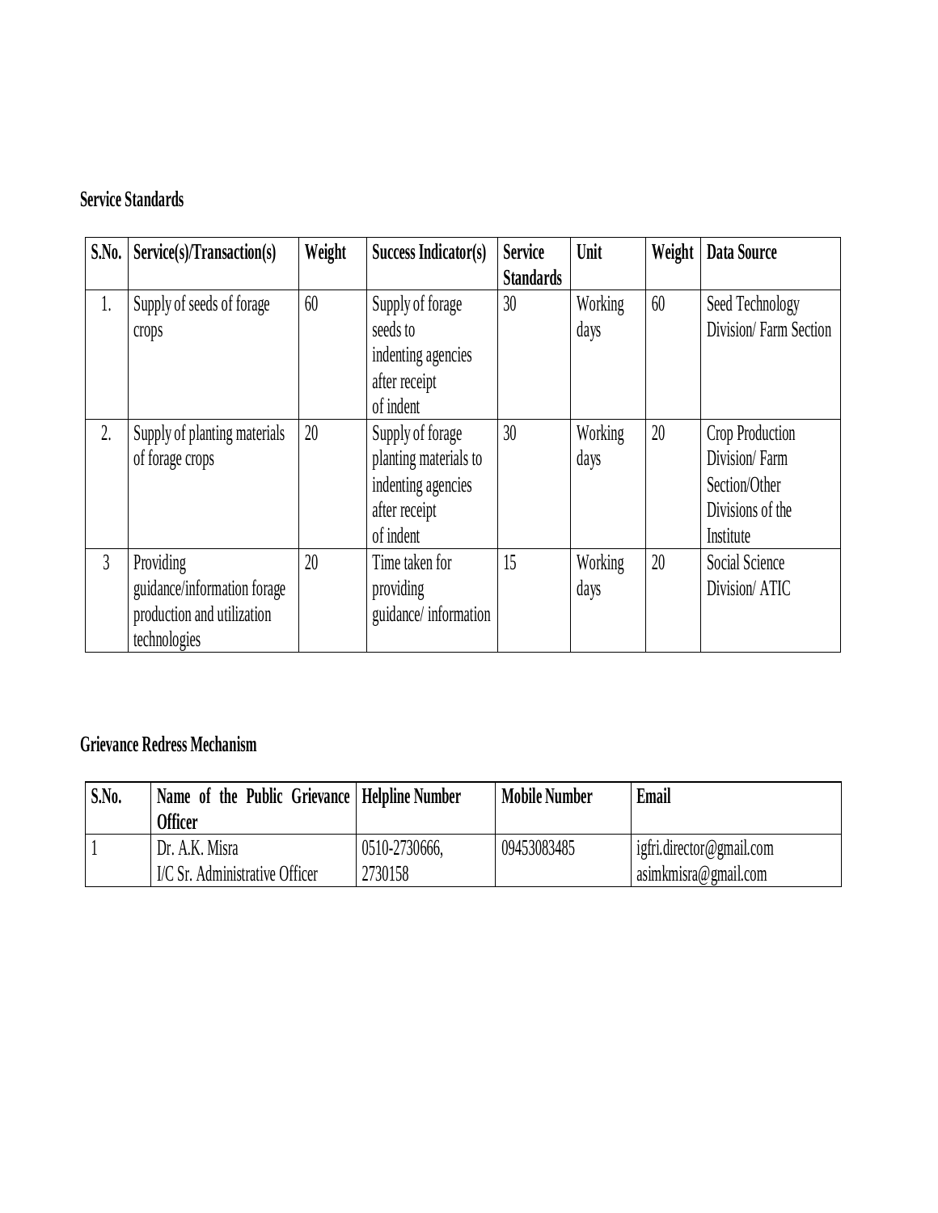**Service Standards**

| S.No. | Service(s)/Transaction(s) | Weight | Success Indicator(s) | Service Standards | Unit | Weight | Data Source |
|---|---|---|---|---|---|---|---|
| 1. | Supply of seeds of forage crops | 60 | Supply of forage seeds to indenting agencies after receipt of indent | 30 | Working days | 60 | Seed Technology Division/ Farm Section |
| 2. | Supply of planting materials of forage crops | 20 | Supply of forage planting materials to indenting agencies after receipt of indent | 30 | Working days | 20 | Crop Production Division/ Farm Section/Other Divisions of the Institute |
| 3 | Providing guidance/information forage production and utilization technologies | 20 | Time taken for providing guidance/ information | 15 | Working days | 20 | Social Science Division/ ATIC |

**Grievance Redress Mechanism**

| S.No. | Name of the Public Grievance Officer | Helpline Number | Mobile Number | Email |
|---|---|---|---|---|
| 1 | Dr. A.K. Misra<br>I/C Sr. Administrative Officer | 0510-2730666, 2730158 | 09453083485 | igfri.director@gmail.com<br>asimkmisra@gmail.com |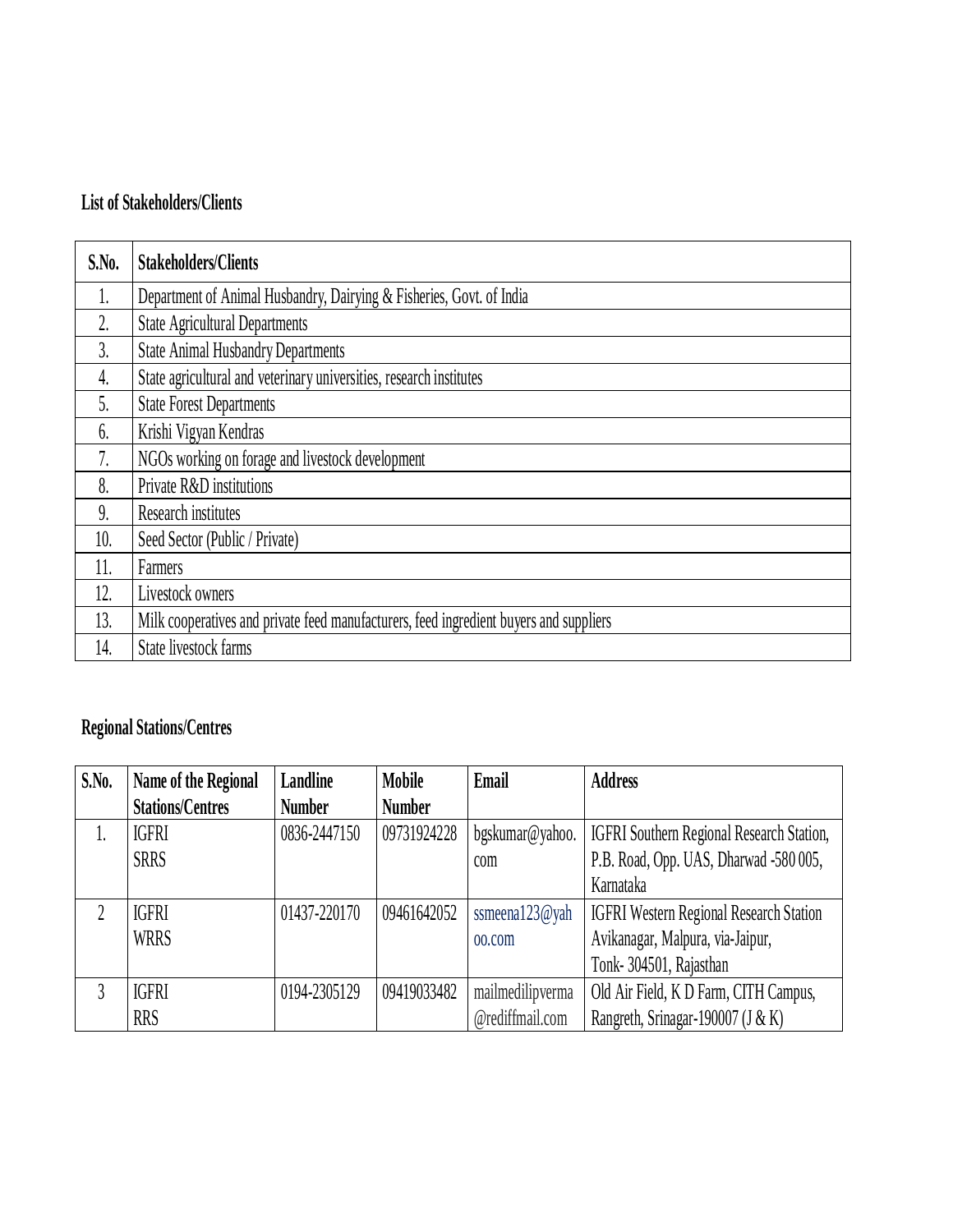**List of Stakeholders/Clients**

| S.No. | Stakeholders/Clients |
|---|---|
| 1. | Department of Animal Husbandry, Dairying & Fisheries, Govt. of India |
| 2. | State Agricultural Departments |
| 3. | State Animal Husbandry Departments |
| 4. | State agricultural and veterinary universities, research institutes |
| 5. | State Forest Departments |
| 6. | Krishi Vigyan Kendras |
| 7. | NGOs working on forage and livestock development |
| 8. | Private R&D institutions |
| 9. | Research institutes |
| 10. | Seed Sector (Public / Private) |
| 11. | Farmers |
| 12. | Livestock owners |
| 13. | Milk cooperatives and private feed manufacturers, feed ingredient buyers and suppliers |
| 14. | State livestock farms |

**Regional Stations/Centres**

| S.No. | Name of the Regional Stations/Centres | Landline Number | Mobile Number | Email | Address |
|---|---|---|---|---|---|
| 1. | IGFRI SRRS | 0836-2447150 | 09731924228 | bgskumar@yahoo.com | IGFRI Southern Regional Research Station, P.B. Road, Opp. UAS, Dharwad -580 005, Karnataka |
| 2 | IGFRI WRRS | 01437-220170 | 09461642052 | ssmeena123@yahoo.com | IGFRI Western Regional Research Station Avikanagar, Malpura, via-Jaipur, Tonk- 304501, Rajasthan |
| 3 | IGFRI RRS | 0194-2305129 | 09419033482 | mailmedilipverma@rediffmail.com | Old Air Field, K D Farm, CITH Campus, Rangreth, Srinagar-190007 (J & K) |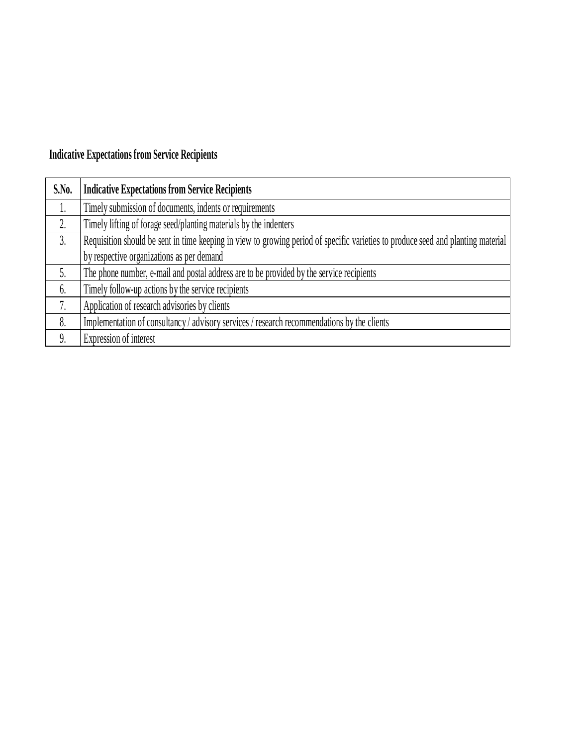**Indicative Expectations from Service Recipients**

| S.No. | Indicative Expectations from Service Recipients |
|---|---|
| 1. | Timely submission of documents, indents or requirements |
| 2. | Timely lifting of forage seed/planting materials by the indenters |
| 3. | Requisition should be sent in time keeping in view to growing period of specific varieties to produce seed and planting material by respective organizations as per demand |
| 5. | The phone number, e-mail and postal address are to be provided by the service recipients |
| 6. | Timely follow-up actions by the service recipients |
| 7. | Application of research advisories by clients |
| 8. | Implementation of consultancy / advisory services / research recommendations by the clients |
| 9. | Expression of interest |